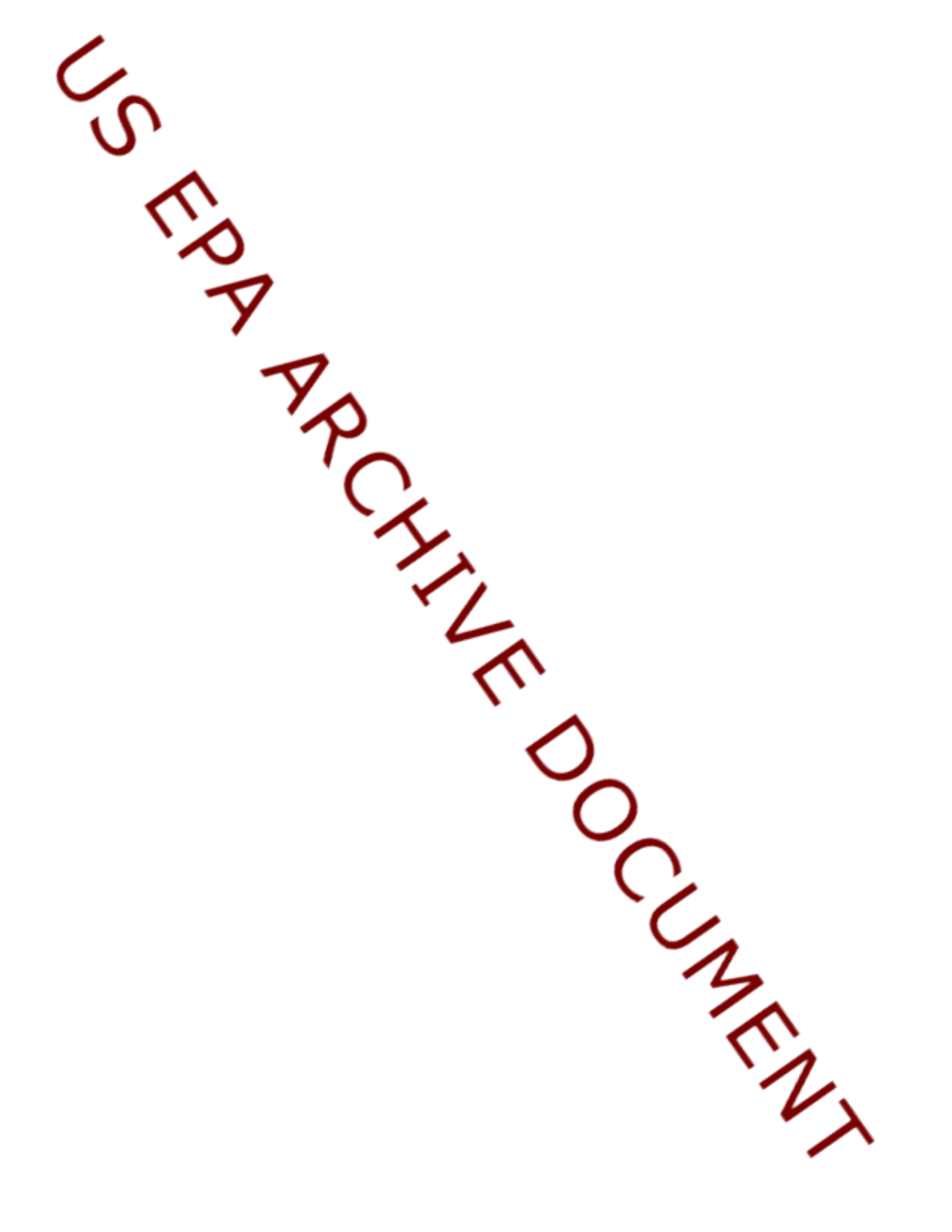US EPA ARCHIVE DOCUMENT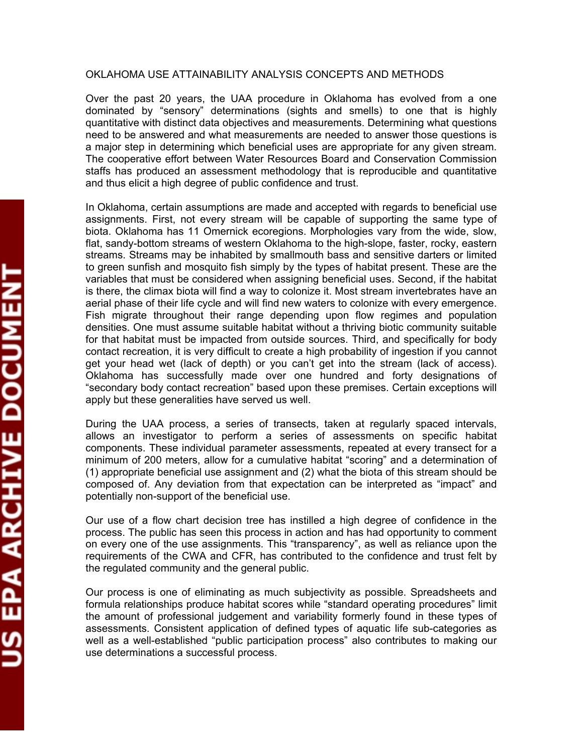# OKLAHOMA USE ATTAINABILITY ANALYSIS CONCEPTS AND METHODS

Over the past 20 years, the UAA procedure in Oklahoma has evolved from a one dominated by "sensory" determinations (sights and smells) to one that is highly quantitative with distinct data objectives and measurements. Determining what questions need to be answered and what measurements are needed to answer those questions is a major step in determining which beneficial uses are appropriate for any given stream. The cooperative effort between Water Resources Board and Conservation Commission staffs has produced an assessment methodology that is reproducible and quantitative and thus elicit a high degree of public confidence and trust.

In Oklahoma, certain assumptions are made and accepted with regards to beneficial use assignments. First, not every stream will be capable of supporting the same type of biota. Oklahoma has 11 Omernick ecoregions. Morphologies vary from the wide, slow, flat, sandy-bottom streams of western Oklahoma to the high-slope, faster, rocky, eastern streams. Streams may be inhabited by smallmouth bass and sensitive darters or limited to green sunfish and mosquito fish simply by the types of habitat present. These are the variables that must be considered when assigning beneficial uses. Second, if the habitat is there, the climax biota will find a way to colonize it. Most stream invertebrates have an aerial phase of their life cycle and will find new waters to colonize with every emergence. Fish migrate throughout their range depending upon flow regimes and population densities. One must assume suitable habitat without a thriving biotic community suitable for that habitat must be impacted from outside sources. Third, and specifically for body contact recreation, it is very difficult to create a high probability of ingestion if you cannot get your head wet (lack of depth) or you can't get into the stream (lack of access). Oklahoma has successfully made over one hundred and forty designations of "secondary body contact recreation" based upon these premises. Certain exceptions will apply but these generalities have served us well.

During the UAA process, a series of transects, taken at regularly spaced intervals, allows an investigator to perform a series of assessments on specific habitat components. These individual parameter assessments, repeated at every transect for a minimum of 200 meters, allow for a cumulative habitat "scoring" and a determination of (1) appropriate beneficial use assignment and (2) what the biota of this stream should be composed of. Any deviation from that expectation can be interpreted as "impact" and potentially non-support of the beneficial use.

Our use of a flow chart decision tree has instilled a high degree of confidence in the process. The public has seen this process in action and has had opportunity to comment on every one of the use assignments. This "transparency", as well as reliance upon the requirements of the CWA and CFR, has contributed to the confidence and trust felt by the regulated community and the general public.

Our process is one of eliminating as much subjectivity as possible. Spreadsheets and formula relationships produce habitat scores while "standard operating procedures" limit the amount of professional judgement and variability formerly found in these types of assessments. Consistent application of defined types of aquatic life sub-categories as well as a well-established "public participation process" also contributes to making our use determinations a successful process.